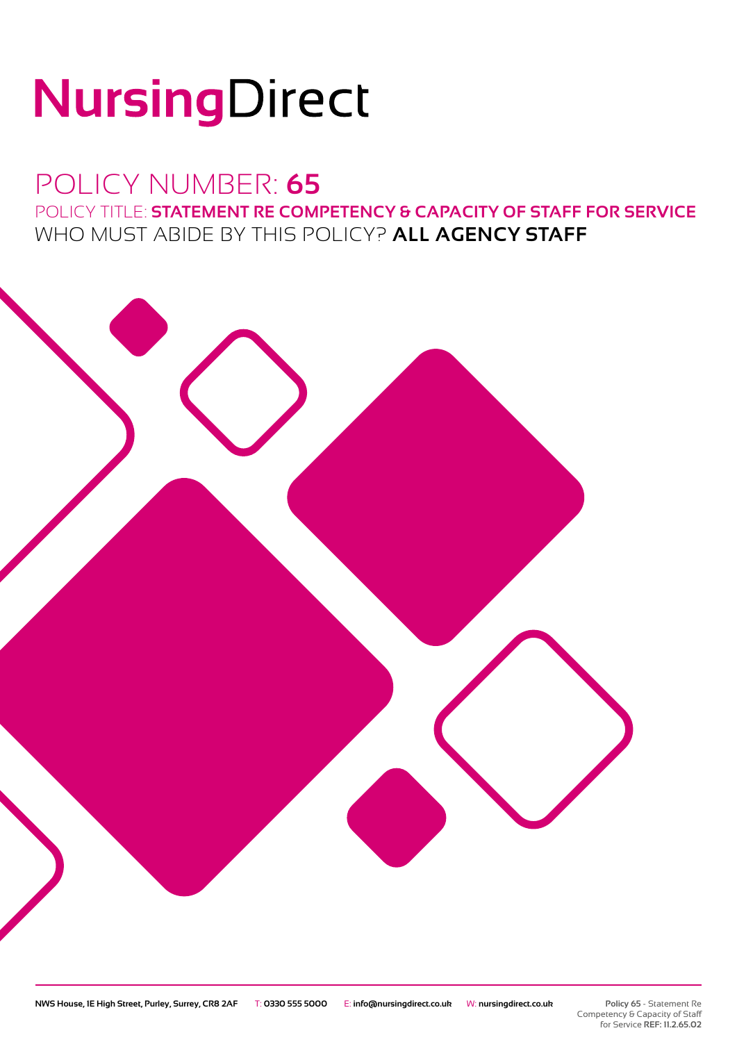# NursingDirect

## POLICY NUMBER: **65**

### POLICY TITLE: **STATEMENT RE COMPETENCY & CAPACITY OF STAFF FOR SERVICE**

### WHO MUST ABIDE BY THIS POLICY? **ALL AGENCY STAFF**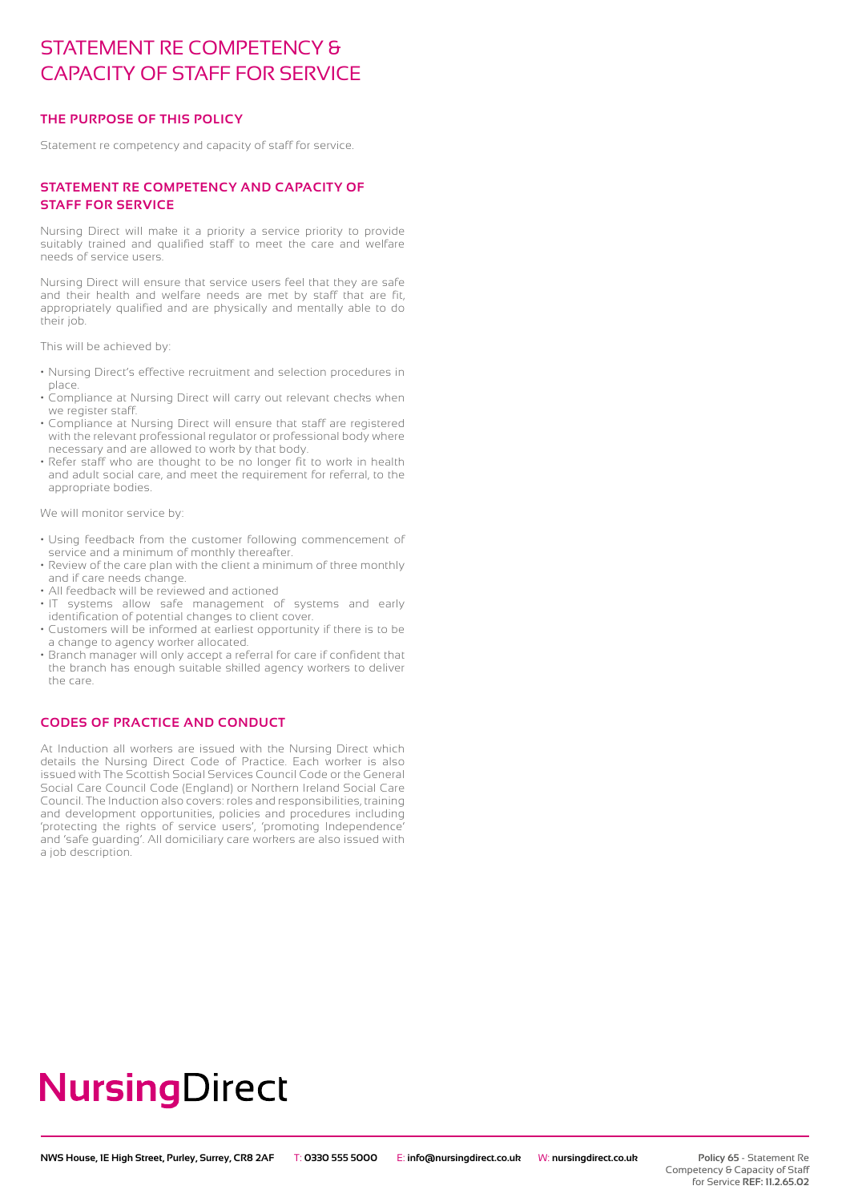# STATEMENT RE COMPETENCY & CAPACITY OF STAFF FOR SERVICE

## THE PURPOSE OF THIS POLICY

Statement re competency and capacity of staff for service.

## STATEMENT RE COMPETENCY AND CAPACITY OF STAFF FOR SERVICE

Nursing Direct will make it a priority a service priority to provide suitably trained and qualified staff to meet the care and welfare needs of service users.

Nursing Direct will ensure that service users feel that they are safe and their health and welfare needs are met by staff that are fit, appropriately qualified and are physically and mentally able to do their job.

This will be achieved by:

- Nursing Direct's effective recruitment and selection procedures in place.
- Compliance at Nursing Direct will carry out relevant checks when we register staff.
- Compliance at Nursing Direct will ensure that staff are registered with the relevant professional regulator or professional body where necessary and are allowed to work by that body.
- Refer staff who are thought to be no longer fit to work in health and adult social care, and meet the requirement for referral, to the appropriate bodies.

We will monitor service by:

- Using feedback from the customer following commencement of service and a minimum of monthly thereafter.
- Review of the care plan with the client a minimum of three monthly and if care needs change.
- All feedback will be reviewed and actioned
- IT systems allow safe management of systems and early identification of potential changes to client cover.
- Customers will be informed at earliest opportunity if there is to be a change to agency worker allocated.
- Branch manager will only accept a referral for care if confident that the branch has enough suitable skilled agency workers to deliver the care.

## CODES OF PRACTICE AND CONDUCT

At Induction all workers are issued with the Nursing Direct which details the Nursing Direct Code of Practice. Each worker is also issued with The Scottish Social Services Council Code or the General Social Care Council Code (England) or Northern Ireland Social Care Council. The Induction also covers: roles and responsibilities, training and development opportunities, policies and procedures including 'protecting the rights of service users', 'promoting Independence' and 'safe guarding'. All domiciliary care workers are also issued with a job description.

**Nursing**Direct

NWS House, 1E High Street, Purley, Surrey, CR8 2AF T: 0330 555 5000 E: info@nursingdirect.co.uk W: nursingdirect.co.uk

Policy 65 - Statement Re Competency & Capacity of Staff for Service REF: 11.2.65.02